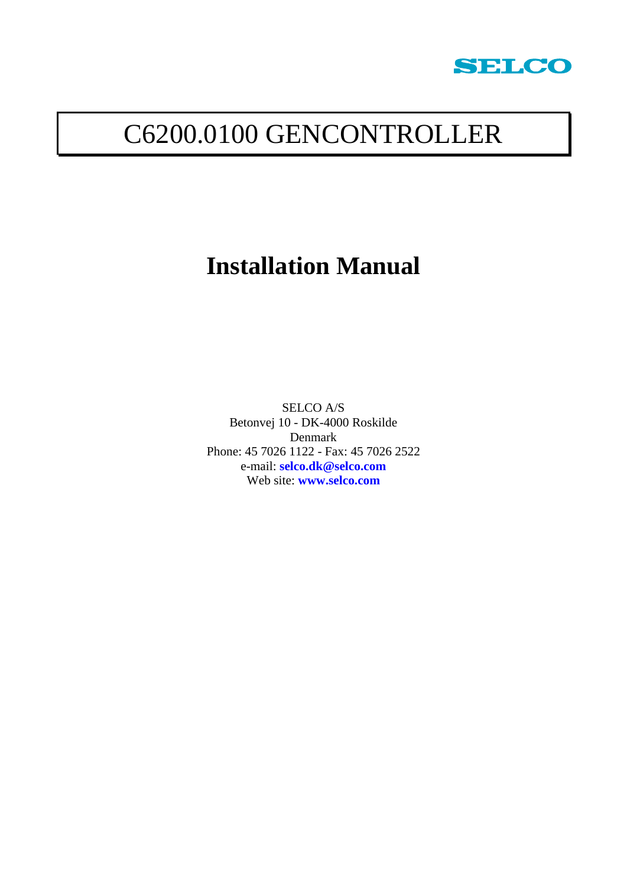SELCO

# C6200.0100 GENCONTROLLER

## Installation Manual

SELCO A/S
Betonvej 10 - DK-4000 Roskilde
Denmark
Phone: 45 7026 1122 - Fax: 45 7026 2522
e-mail: **selco.dk@selco.com**
Web site: **www.selco.com**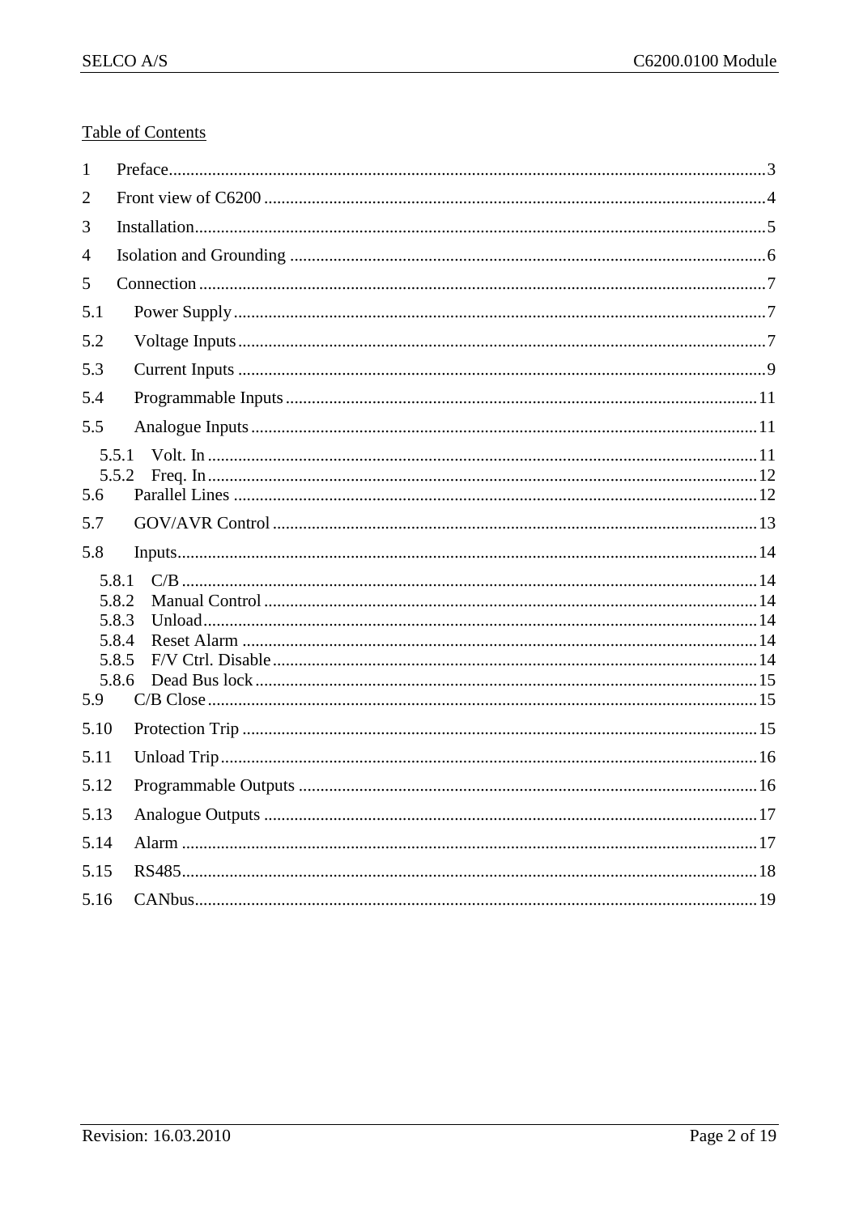Table of Contents

1 Preface ........................................................................................................ 3
2 Front view of C6200 ................................................................................... 4
3 Installation .................................................................................................. 5
4 Isolation and Grounding ............................................................................. 6
5 Connection ................................................................................................. 7
5.1 Power Supply ........................................................................................... 7
5.2 Voltage Inputs .......................................................................................... 7
5.3 Current Inputs ........................................................................................... 9
5.4 Programmable Inputs .............................................................................. 11
5.5 Analogue Inputs ...................................................................................... 11
5.5.1 Volt. In ................................................................................................. 11
5.5.2 Freq. In ................................................................................................ 12
5.6 Parallel Lines .......................................................................................... 12
5.7 GOV/AVR Control ................................................................................... 13
5.8 Inputs ...................................................................................................... 14
5.8.1 C/B ...................................................................................................... 14
5.8.2 Manual Control .................................................................................... 14
5.8.3 Unload ................................................................................................. 14
5.8.4 Reset Alarm ......................................................................................... 14
5.8.5 F/V Ctrl. Disable .................................................................................. 14
5.8.6 Dead Bus lock ...................................................................................... 15
5.9 C/B Close ................................................................................................ 15
5.10 Protection Trip ....................................................................................... 15
5.11 Unload Trip ............................................................................................ 16
5.12 Programmable Outputs ......................................................................... 16
5.13 Analogue Outputs .................................................................................. 17
5.14 Alarm ..................................................................................................... 17
5.15 RS485 .................................................................................................... 18
5.16 CANbus .................................................................................................. 19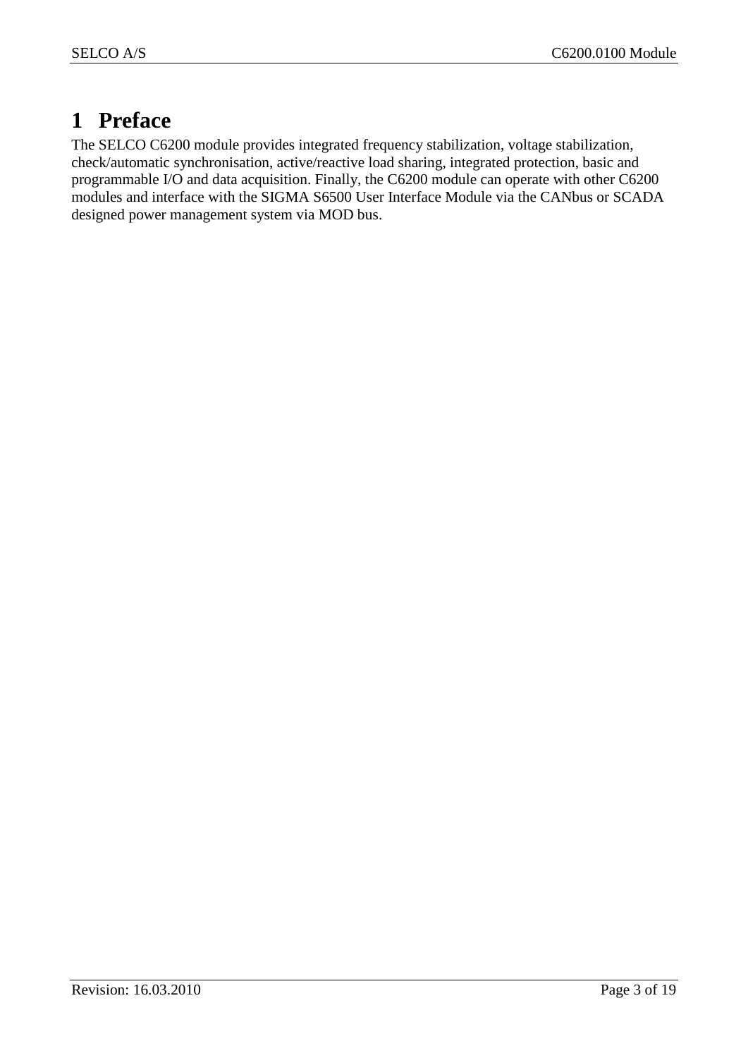# 1 Preface

The SELCO C6200 module provides integrated frequency stabilization, voltage stabilization, check/automatic synchronisation, active/reactive load sharing, integrated protection, basic and programmable I/O and data acquisition. Finally, the C6200 module can operate with other C6200 modules and interface with the SIGMA S6500 User Interface Module via the CANbus or SCADA designed power management system via MOD bus.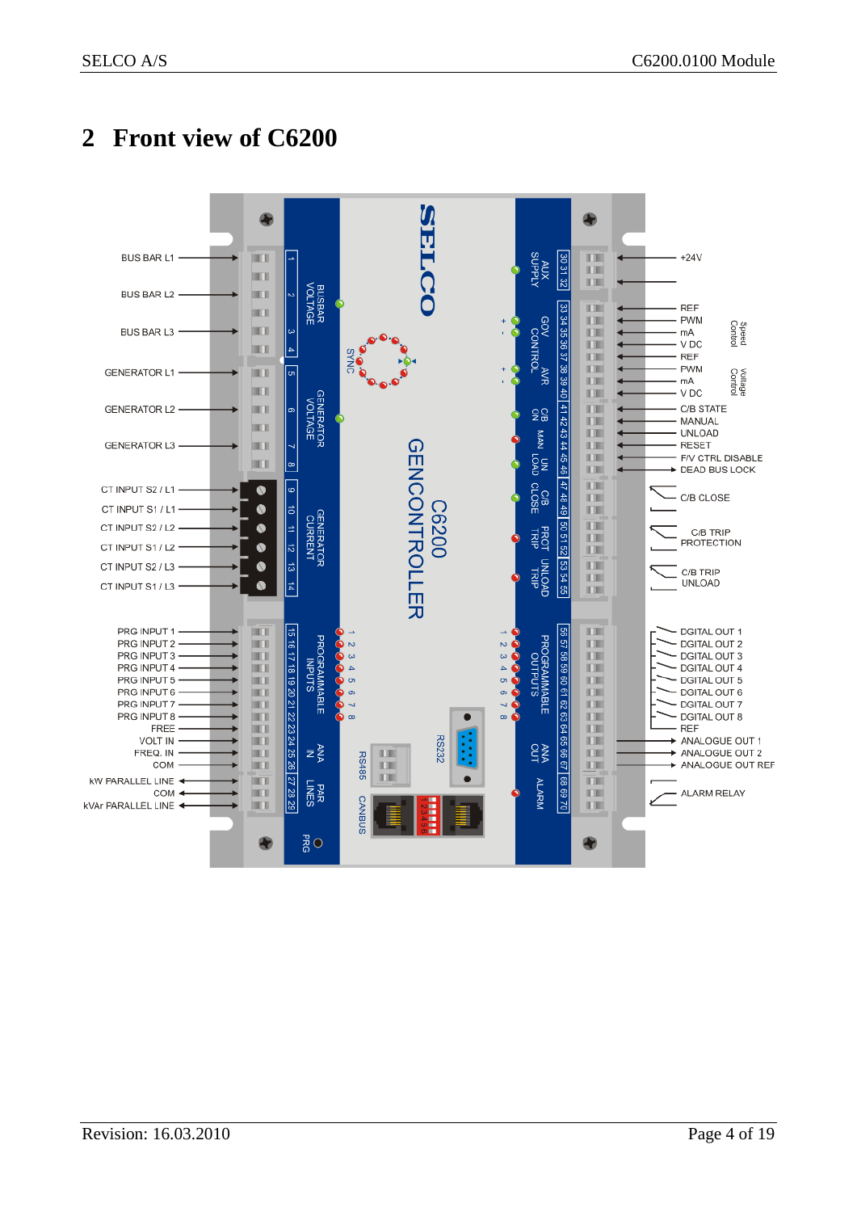# 2 Front view of C6200

BUS BAR L1
BUS BAR L2
BUS BAR L3
GENERATOR L1
GENERATOR L2
GENERATOR L3
CT INPUT S2 / L1
CT INPUT S1 / L1
CT INPUT S2 / L2
CT INPUT S1 / L2
CT INPUT S2 / L3
CT INPUT S1 / L3
PRG INPUT 1
PRG INPUT 2
PRG INPUT 3
PRG INPUT 4
PRG INPUT 5
PRG INPUT 6
PRG INPUT 7
PRG INPUT 8
FREE
VOLT IN
FREQ. IN
COM
kW PARALLEL LINE
COM
kVAr PARALLEL LINE

1 2 3 4 BUSBAR VOLTAGE
5 6 7 8 GENERATOR VOLTAGE
9 10 11 12 13 14 GENERATOR CURRENT
15 16 17 18 19 20 21 22 PROGRAMMABLE INPUTS 1 2 3 4 5 6 7 8
23 24 25 26 ANA IN
27 28 29 PAR LINES
PRG
RS485
CANBUS
RS232
SYNC

SELCO
C6200
GENCONTROLLER

30 31 32 AUX SUPPLY
33 34 35 36 GOV CONTROL
37 38 39 40 AVR
41 42 CB ON
43 44 MAN
45 46 UN LOAD
47 48 49 C/B CLOSE
50 51 52 PROT TRIP
53 54 55 UNLOAD TRIP
56 57 58 59 60 61 62 63 PROGRAMMABLE OUTPUTS 1 2 3 4 5 6 7 8
64 65 66 67 ANA OUT
68 69 70 ALARM

+24V
REF
PWM
mA
V DC
Speed Control
REF
PWM
mA
V DC
Voltage Control
C/B STATE
MANUAL
UNLOAD
RESET
F/V CTRL DISABLE
DEAD BUS LOCK
C/B CLOSE
C/B TRIP PROTECTION
C/B TRIP UNLOAD
DGITAL OUT 1
DGITAL OUT 2
DGITAL OUT 3
DGITAL OUT 4
DGITAL OUT 5
DGITAL OUT 6
DGITAL OUT 7
DGITAL OUT 8
REF
ANALOGUE OUT 1
ANALOGUE OUT 2
ANALOGUE OUT REF
ALARM RELAY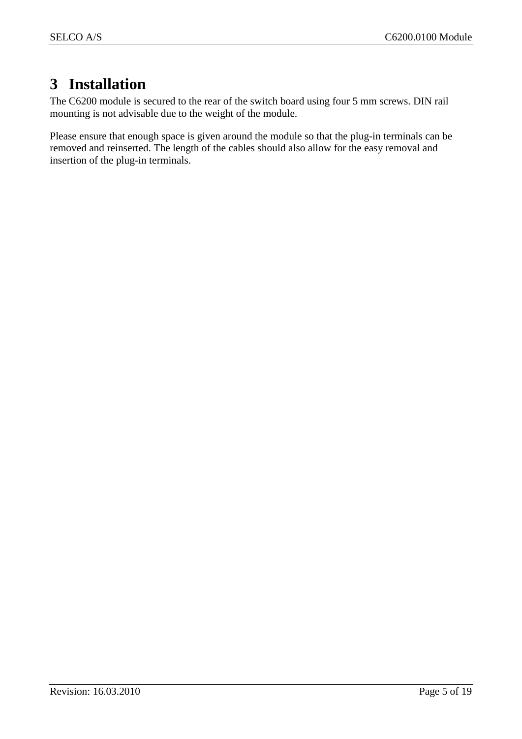# 3 Installation

The C6200 module is secured to the rear of the switch board using four 5 mm screws. DIN rail mounting is not advisable due to the weight of the module.

Please ensure that enough space is given around the module so that the plug-in terminals can be removed and reinserted. The length of the cables should also allow for the easy removal and insertion of the plug-in terminals.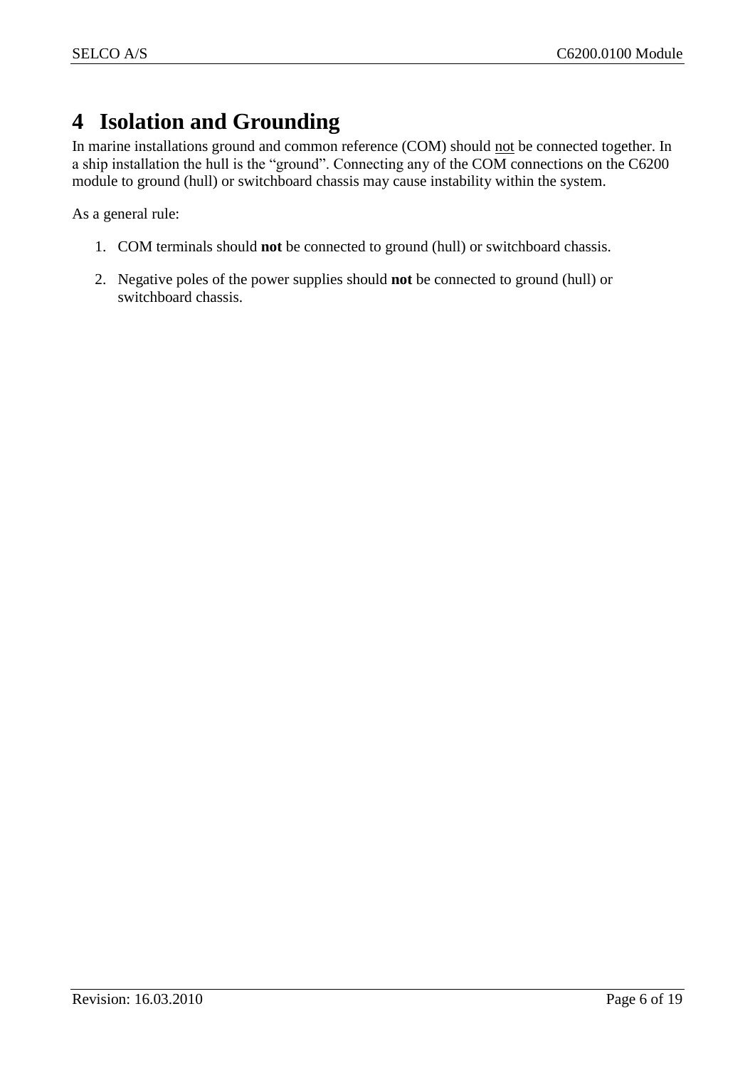# 4 Isolation and Grounding

In marine installations ground and common reference (COM) should <u>not</u> be connected together. In a ship installation the hull is the “ground”. Connecting any of the COM connections on the C6200 module to ground (hull) or switchboard chassis may cause instability within the system.

As a general rule:

1. COM terminals should **not** be connected to ground (hull) or switchboard chassis.
2. Negative poles of the power supplies should **not** be connected to ground (hull) or switchboard chassis.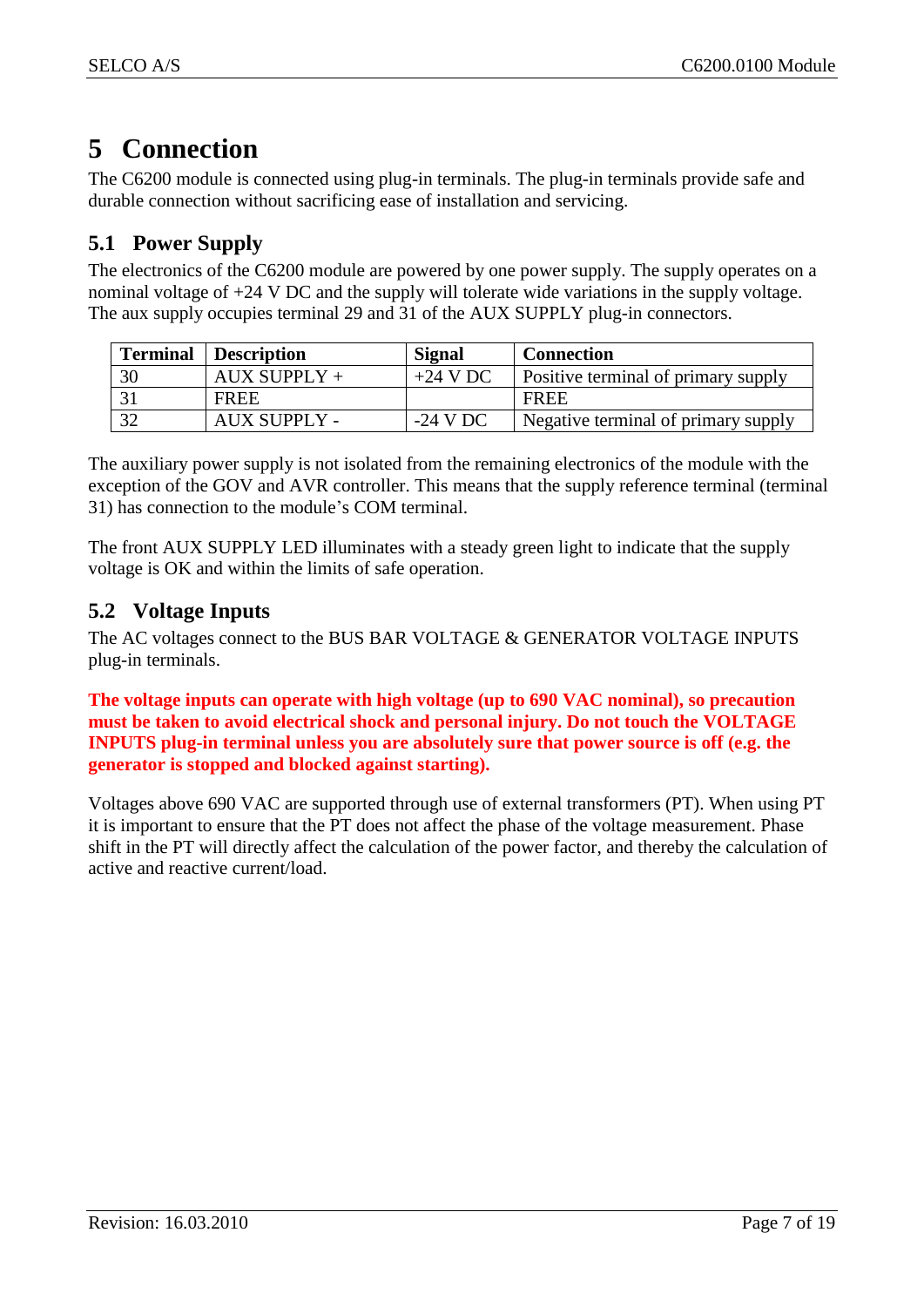# 5 Connection

The C6200 module is connected using plug-in terminals. The plug-in terminals provide safe and durable connection without sacrificing ease of installation and servicing.

## 5.1 Power Supply

The electronics of the C6200 module are powered by one power supply. The supply operates on a nominal voltage of +24 V DC and the supply will tolerate wide variations in the supply voltage. The aux supply occupies terminal 29 and 31 of the AUX SUPPLY plug-in connectors.

| Terminal | Description | Signal | Connection |
|---|---|---|---|
| 30 | AUX SUPPLY + | +24 V DC | Positive terminal of primary supply |
| 31 | FREE | | FREE |
| 32 | AUX SUPPLY - | -24 V DC | Negative terminal of primary supply |

The auxiliary power supply is not isolated from the remaining electronics of the module with the exception of the GOV and AVR controller. This means that the supply reference terminal (terminal 31) has connection to the module's COM terminal.

The front AUX SUPPLY LED illuminates with a steady green light to indicate that the supply voltage is OK and within the limits of safe operation.

## 5.2 Voltage Inputs

The AC voltages connect to the BUS BAR VOLTAGE & GENERATOR VOLTAGE INPUTS plug-in terminals.

**The voltage inputs can operate with high voltage (up to 690 VAC nominal), so precaution must be taken to avoid electrical shock and personal injury. Do not touch the VOLTAGE INPUTS plug-in terminal unless you are absolutely sure that power source is off (e.g. the generator is stopped and blocked against starting).**

Voltages above 690 VAC are supported through use of external transformers (PT). When using PT it is important to ensure that the PT does not affect the phase of the voltage measurement. Phase shift in the PT will directly affect the calculation of the power factor, and thereby the calculation of active and reactive current/load.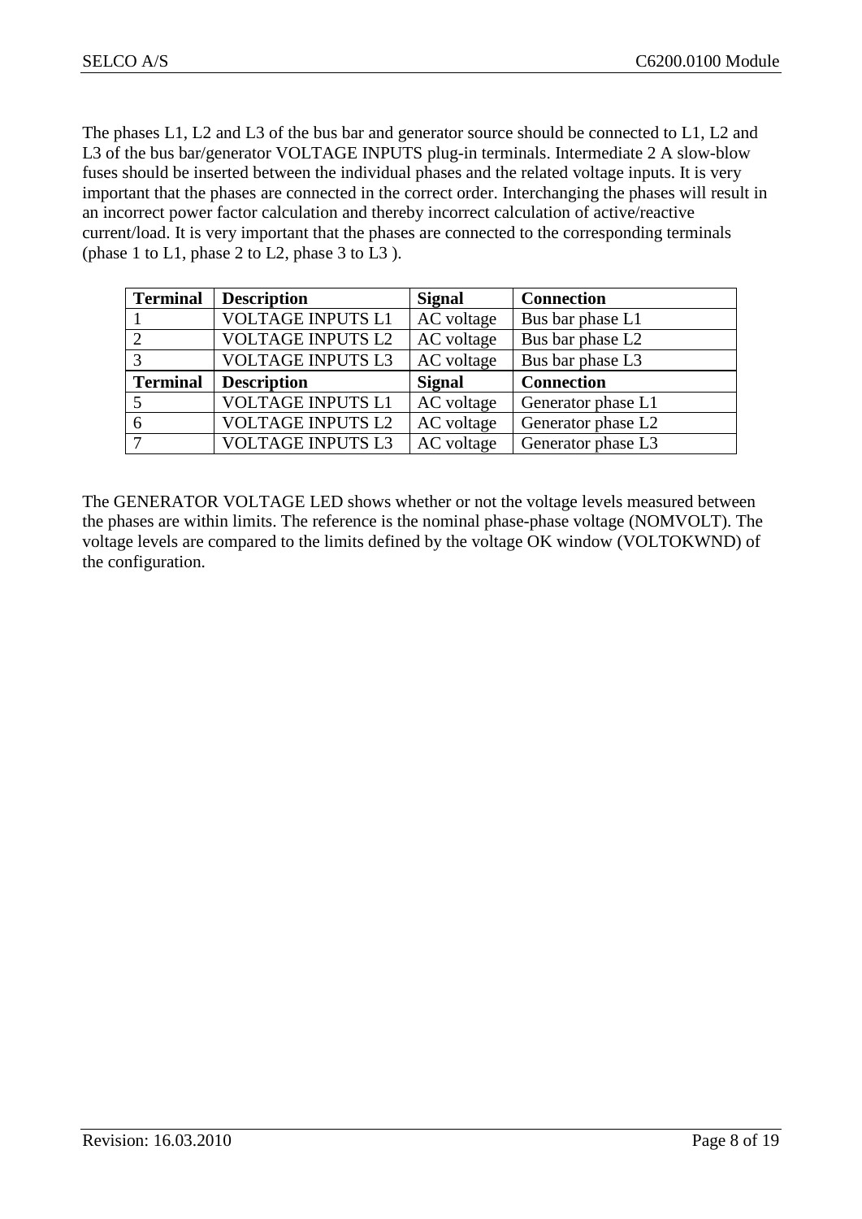The phases L1, L2 and L3 of the bus bar and generator source should be connected to L1, L2 and L3 of the bus bar/generator VOLTAGE INPUTS plug-in terminals. Intermediate 2 A slow-blow fuses should be inserted between the individual phases and the related voltage inputs. It is very important that the phases are connected in the correct order. Interchanging the phases will result in an incorrect power factor calculation and thereby incorrect calculation of active/reactive current/load. It is very important that the phases are connected to the corresponding terminals (phase 1 to L1, phase 2 to L2, phase 3 to L3 ).

| **Terminal** | **Description** | **Signal** | **Connection** |
|---|---|---|---|
| 1 | VOLTAGE INPUTS L1 | AC voltage | Bus bar phase L1 |
| 2 | VOLTAGE INPUTS L2 | AC voltage | Bus bar phase L2 |
| 3 | VOLTAGE INPUTS L3 | AC voltage | Bus bar phase L3 |
| **Terminal** | **Description** | **Signal** | **Connection** |
| 5 | VOLTAGE INPUTS L1 | AC voltage | Generator phase L1 |
| 6 | VOLTAGE INPUTS L2 | AC voltage | Generator phase L2 |
| 7 | VOLTAGE INPUTS L3 | AC voltage | Generator phase L3 |

The GENERATOR VOLTAGE LED shows whether or not the voltage levels measured between the phases are within limits. The reference is the nominal phase-phase voltage (NOMVOLT). The voltage levels are compared to the limits defined by the voltage OK window (VOLTOKWND) of the configuration.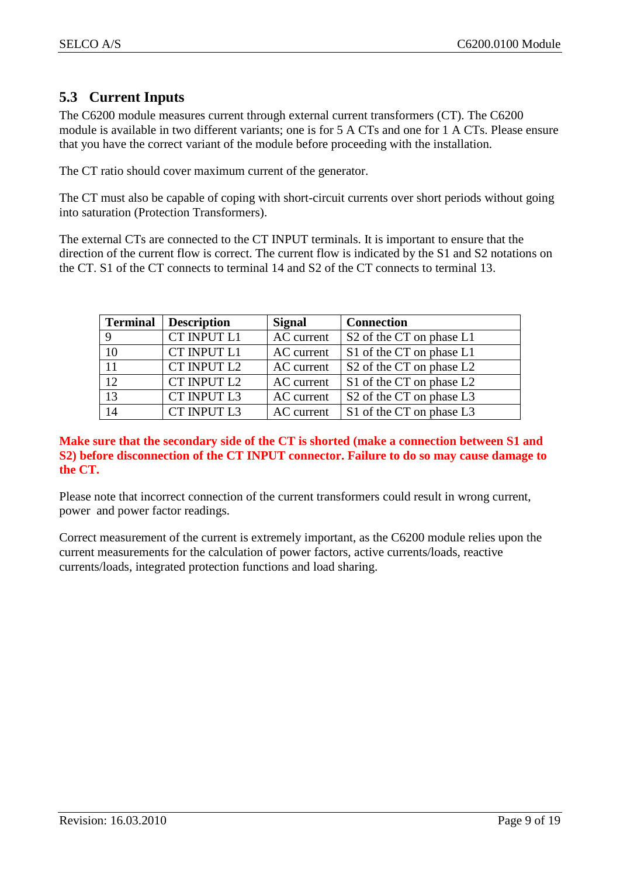## 5.3 Current Inputs

The C6200 module measures current through external current transformers (CT). The C6200 module is available in two different variants; one is for 5 A CTs and one for 1 A CTs. Please ensure that you have the correct variant of the module before proceeding with the installation.

The CT ratio should cover maximum current of the generator.

The CT must also be capable of coping with short-circuit currents over short periods without going into saturation (Protection Transformers).

The external CTs are connected to the CT INPUT terminals. It is important to ensure that the direction of the current flow is correct. The current flow is indicated by the S1 and S2 notations on the CT. S1 of the CT connects to terminal 14 and S2 of the CT connects to terminal 13.

| Terminal | Description | Signal | Connection |
|---|---|---|---|
| 9 | CT INPUT L1 | AC current | S2 of the CT on phase L1 |
| 10 | CT INPUT L1 | AC current | S1 of the CT on phase L1 |
| 11 | CT INPUT L2 | AC current | S2 of the CT on phase L2 |
| 12 | CT INPUT L2 | AC current | S1 of the CT on phase L2 |
| 13 | CT INPUT L3 | AC current | S2 of the CT on phase L3 |
| 14 | CT INPUT L3 | AC current | S1 of the CT on phase L3 |

**Make sure that the secondary side of the CT is shorted (make a connection between S1 and S2) before disconnection of the CT INPUT connector. Failure to do so may cause damage to the CT.**

Please note that incorrect connection of the current transformers could result in wrong current, power and power factor readings.

Correct measurement of the current is extremely important, as the C6200 module relies upon the current measurements for the calculation of power factors, active currents/loads, reactive currents/loads, integrated protection functions and load sharing.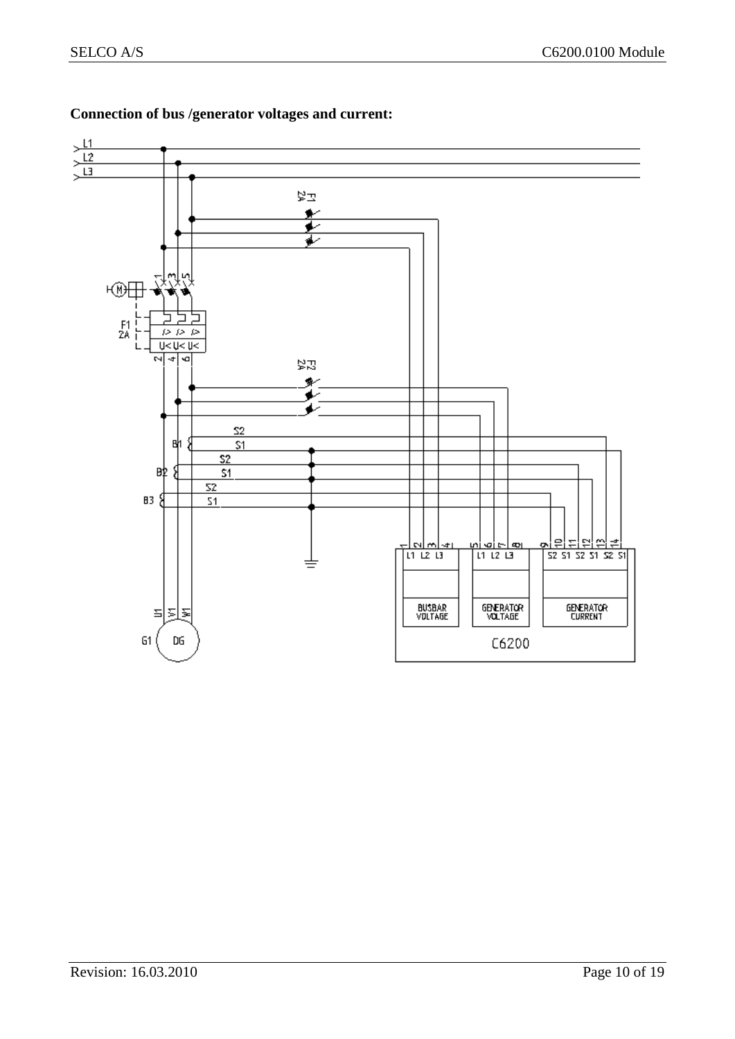**Connection of bus /generator voltages and current:**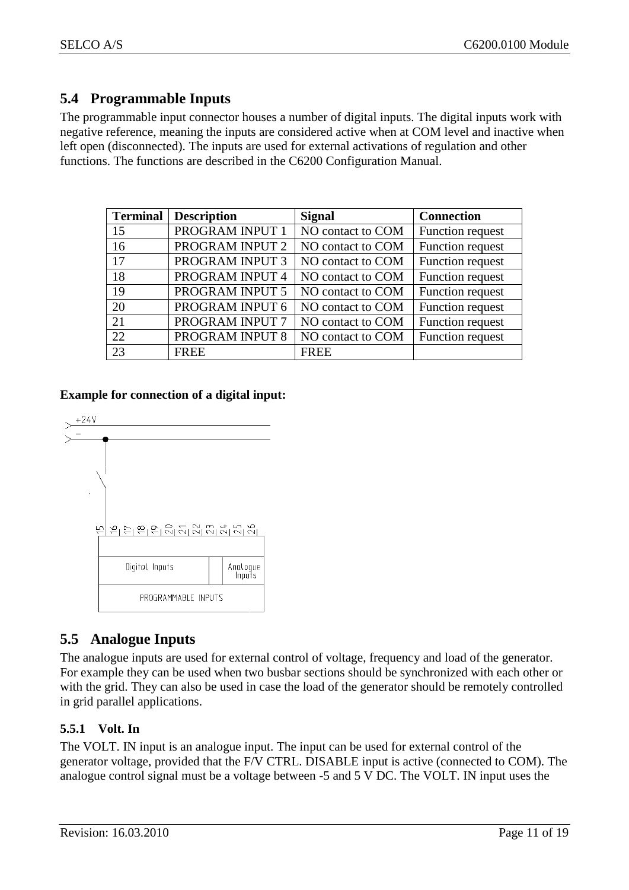## 5.4 Programmable Inputs

The programmable input connector houses a number of digital inputs. The digital inputs work with negative reference, meaning the inputs are considered active when at COM level and inactive when left open (disconnected). The inputs are used for external activations of regulation and other functions. The functions are described in the C6200 Configuration Manual.

| Terminal | Description | Signal | Connection |
|---|---|---|---|
| 15 | PROGRAM INPUT 1 | NO contact to COM | Function request |
| 16 | PROGRAM INPUT 2 | NO contact to COM | Function request |
| 17 | PROGRAM INPUT 3 | NO contact to COM | Function request |
| 18 | PROGRAM INPUT 4 | NO contact to COM | Function request |
| 19 | PROGRAM INPUT 5 | NO contact to COM | Function request |
| 20 | PROGRAM INPUT 6 | NO contact to COM | Function request |
| 21 | PROGRAM INPUT 7 | NO contact to COM | Function request |
| 22 | PROGRAM INPUT 8 | NO contact to COM | Function request |
| 23 | FREE | FREE | |

**Example for connection of a digital input:**

+24V
−

15 16 17 18 19 20 21 22 23 24 25 26

Digital Inputs | Analogue Inputs

PROGRAMMABLE INPUTS

## 5.5 Analogue Inputs

The analogue inputs are used for external control of voltage, frequency and load of the generator. For example they can be used when two busbar sections should be synchronized with each other or with the grid. They can also be used in case the load of the generator should be remotely controlled in grid parallel applications.

### 5.5.1 Volt. In

The VOLT. IN input is an analogue input. The input can be used for external control of the generator voltage, provided that the F/V CTRL. DISABLE input is active (connected to COM). The analogue control signal must be a voltage between -5 and 5 V DC. The VOLT. IN input uses the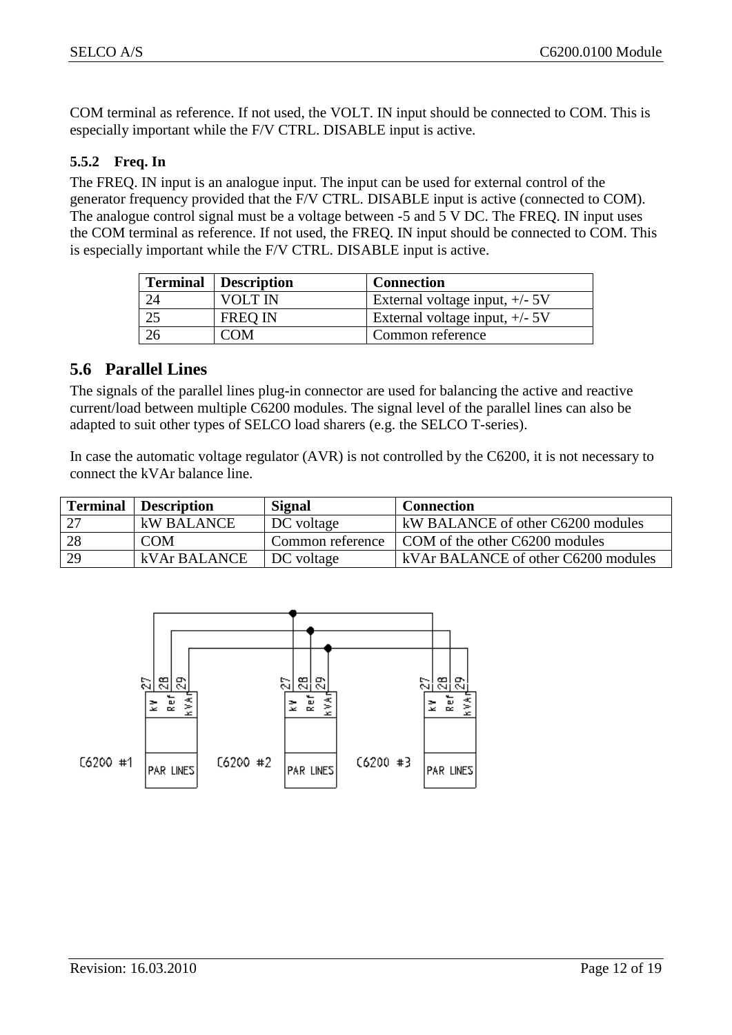COM terminal as reference. If not used, the VOLT. IN input should be connected to COM. This is especially important while the F/V CTRL. DISABLE input is active.

### 5.5.2 Freq. In

The FREQ. IN input is an analogue input. The input can be used for external control of the generator frequency provided that the F/V CTRL. DISABLE input is active (connected to COM). The analogue control signal must be a voltage between -5 and 5 V DC. The FREQ. IN input uses the COM terminal as reference. If not used, the FREQ. IN input should be connected to COM. This is especially important while the F/V CTRL. DISABLE input is active.

| Terminal | Description | Connection |
|---|---|---|
| 24 | VOLT IN | External voltage input, +/- 5V |
| 25 | FREQ IN | External voltage input, +/- 5V |
| 26 | COM | Common reference |

## 5.6 Parallel Lines

The signals of the parallel lines plug-in connector are used for balancing the active and reactive current/load between multiple C6200 modules. The signal level of the parallel lines can also be adapted to suit other types of SELCO load sharers (e.g. the SELCO T-series).

In case the automatic voltage regulator (AVR) is not controlled by the C6200, it is not necessary to connect the kVAr balance line.

| Terminal | Description | Signal | Connection |
|---|---|---|---|
| 27 | kW BALANCE | DC voltage | kW BALANCE of other C6200 modules |
| 28 | COM | Common reference | COM of the other C6200 modules |
| 29 | kVAr BALANCE | DC voltage | kVAr BALANCE of other C6200 modules |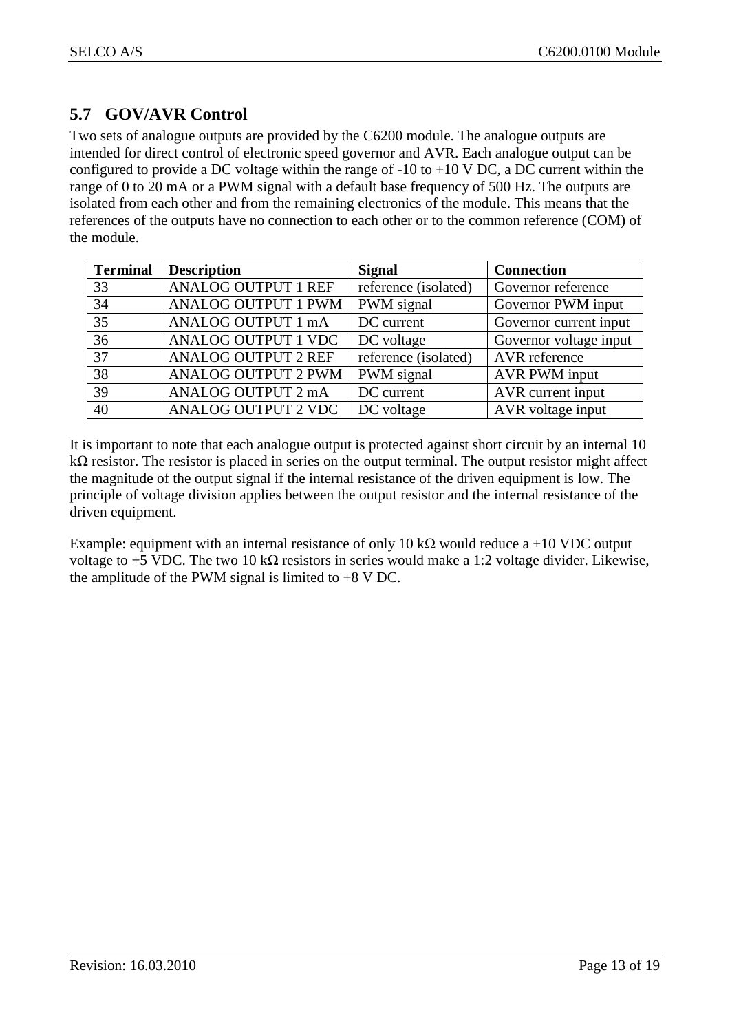## 5.7 GOV/AVR Control

Two sets of analogue outputs are provided by the C6200 module. The analogue outputs are intended for direct control of electronic speed governor and AVR. Each analogue output can be configured to provide a DC voltage within the range of -10 to +10 V DC, a DC current within the range of 0 to 20 mA or a PWM signal with a default base frequency of 500 Hz. The outputs are isolated from each other and from the remaining electronics of the module. This means that the references of the outputs have no connection to each other or to the common reference (COM) of the module.

| Terminal | Description | Signal | Connection |
|---|---|---|---|
| 33 | ANALOG OUTPUT 1 REF | reference (isolated) | Governor reference |
| 34 | ANALOG OUTPUT 1 PWM | PWM signal | Governor PWM input |
| 35 | ANALOG OUTPUT 1 mA | DC current | Governor current input |
| 36 | ANALOG OUTPUT 1 VDC | DC voltage | Governor voltage input |
| 37 | ANALOG OUTPUT 2 REF | reference (isolated) | AVR reference |
| 38 | ANALOG OUTPUT 2 PWM | PWM signal | AVR PWM input |
| 39 | ANALOG OUTPUT 2 mA | DC current | AVR current input |
| 40 | ANALOG OUTPUT 2 VDC | DC voltage | AVR voltage input |

It is important to note that each analogue output is protected against short circuit by an internal 10 kΩ resistor. The resistor is placed in series on the output terminal. The output resistor might affect the magnitude of the output signal if the internal resistance of the driven equipment is low. The principle of voltage division applies between the output resistor and the internal resistance of the driven equipment.

Example: equipment with an internal resistance of only 10 kΩ would reduce a +10 VDC output voltage to +5 VDC. The two 10 kΩ resistors in series would make a 1:2 voltage divider. Likewise, the amplitude of the PWM signal is limited to +8 V DC.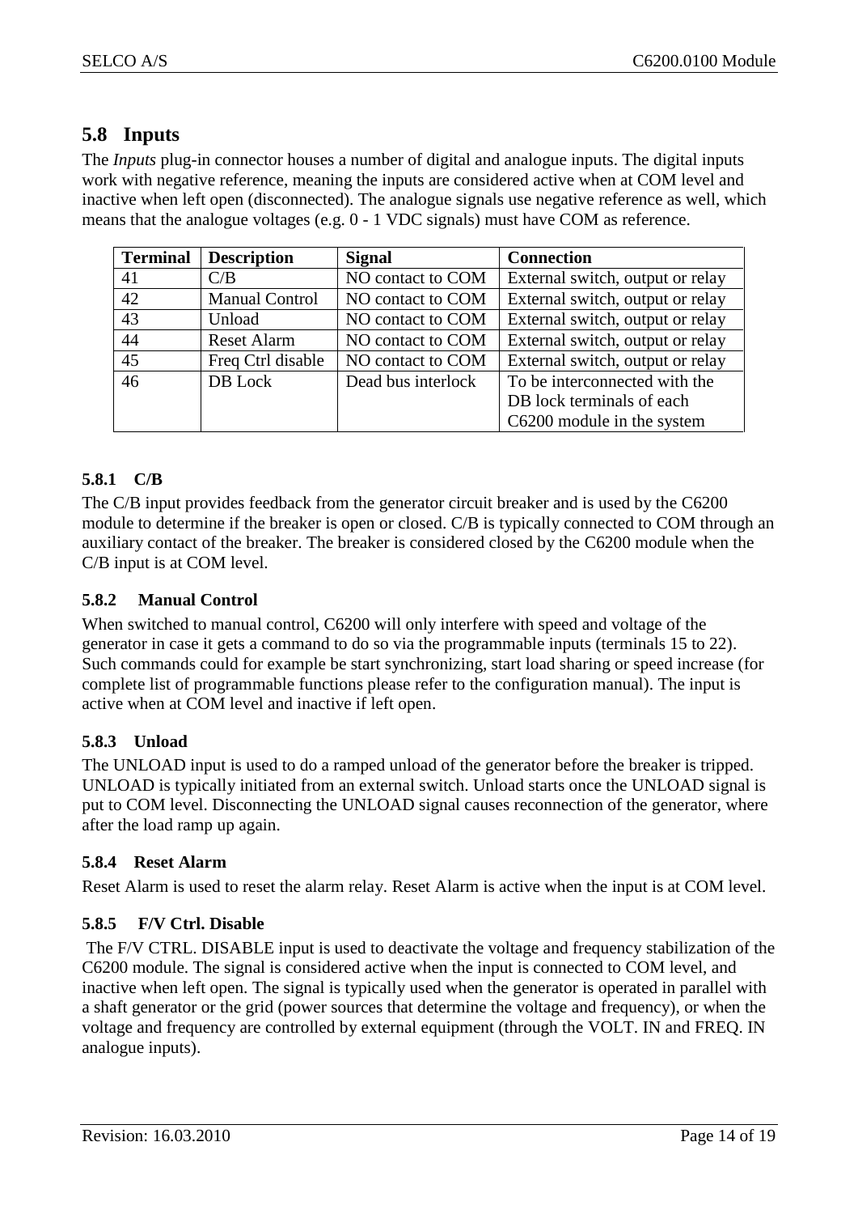## 5.8 Inputs

The *Inputs* plug-in connector houses a number of digital and analogue inputs. The digital inputs work with negative reference, meaning the inputs are considered active when at COM level and inactive when left open (disconnected). The analogue signals use negative reference as well, which means that the analogue voltages (e.g. 0 - 1 VDC signals) must have COM as reference.

| Terminal | Description | Signal | Connection |
|---|---|---|---|
| 41 | C/B | NO contact to COM | External switch, output or relay |
| 42 | Manual Control | NO contact to COM | External switch, output or relay |
| 43 | Unload | NO contact to COM | External switch, output or relay |
| 44 | Reset Alarm | NO contact to COM | External switch, output or relay |
| 45 | Freq Ctrl disable | NO contact to COM | External switch, output or relay |
| 46 | DB Lock | Dead bus interlock | To be interconnected with the DB lock terminals of each C6200 module in the system |

### 5.8.1 C/B

The C/B input provides feedback from the generator circuit breaker and is used by the C6200 module to determine if the breaker is open or closed. C/B is typically connected to COM through an auxiliary contact of the breaker. The breaker is considered closed by the C6200 module when the C/B input is at COM level.

### 5.8.2 Manual Control

When switched to manual control, C6200 will only interfere with speed and voltage of the generator in case it gets a command to do so via the programmable inputs (terminals 15 to 22). Such commands could for example be start synchronizing, start load sharing or speed increase (for complete list of programmable functions please refer to the configuration manual). The input is active when at COM level and inactive if left open.

### 5.8.3 Unload

The UNLOAD input is used to do a ramped unload of the generator before the breaker is tripped. UNLOAD is typically initiated from an external switch. Unload starts once the UNLOAD signal is put to COM level. Disconnecting the UNLOAD signal causes reconnection of the generator, where after the load ramp up again.

### 5.8.4 Reset Alarm

Reset Alarm is used to reset the alarm relay. Reset Alarm is active when the input is at COM level.

### 5.8.5 F/V Ctrl. Disable

The F/V CTRL. DISABLE input is used to deactivate the voltage and frequency stabilization of the C6200 module. The signal is considered active when the input is connected to COM level, and inactive when left open. The signal is typically used when the generator is operated in parallel with a shaft generator or the grid (power sources that determine the voltage and frequency), or when the voltage and frequency are controlled by external equipment (through the VOLT. IN and FREQ. IN analogue inputs).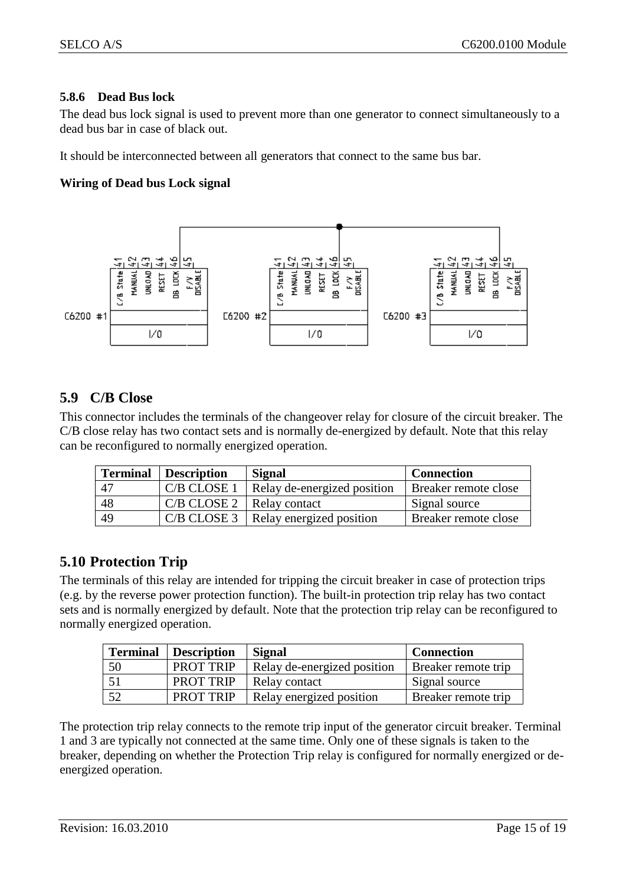### 5.8.6 Dead Bus lock

The dead bus lock signal is used to prevent more than one generator to connect simultaneously to a dead bus bar in case of black out.

It should be interconnected between all generators that connect to the same bus bar.

**Wiring of Dead bus Lock signal**

## 5.9 C/B Close

This connector includes the terminals of the changeover relay for closure of the circuit breaker. The C/B close relay has two contact sets and is normally de-energized by default. Note that this relay can be reconfigured to normally energized operation.

| Terminal | Description | Signal | Connection |
|---|---|---|---|
| 47 | C/B CLOSE 1 | Relay de-energized position | Breaker remote close |
| 48 | C/B CLOSE 2 | Relay contact | Signal source |
| 49 | C/B CLOSE 3 | Relay energized position | Breaker remote close |

## 5.10 Protection Trip

The terminals of this relay are intended for tripping the circuit breaker in case of protection trips (e.g. by the reverse power protection function). The built-in protection trip relay has two contact sets and is normally energized by default. Note that the protection trip relay can be reconfigured to normally energized operation.

| Terminal | Description | Signal | Connection |
|---|---|---|---|
| 50 | PROT TRIP | Relay de-energized position | Breaker remote trip |
| 51 | PROT TRIP | Relay contact | Signal source |
| 52 | PROT TRIP | Relay energized position | Breaker remote trip |

The protection trip relay connects to the remote trip input of the generator circuit breaker. Terminal 1 and 3 are typically not connected at the same time. Only one of these signals is taken to the breaker, depending on whether the Protection Trip relay is configured for normally energized or de-energized operation.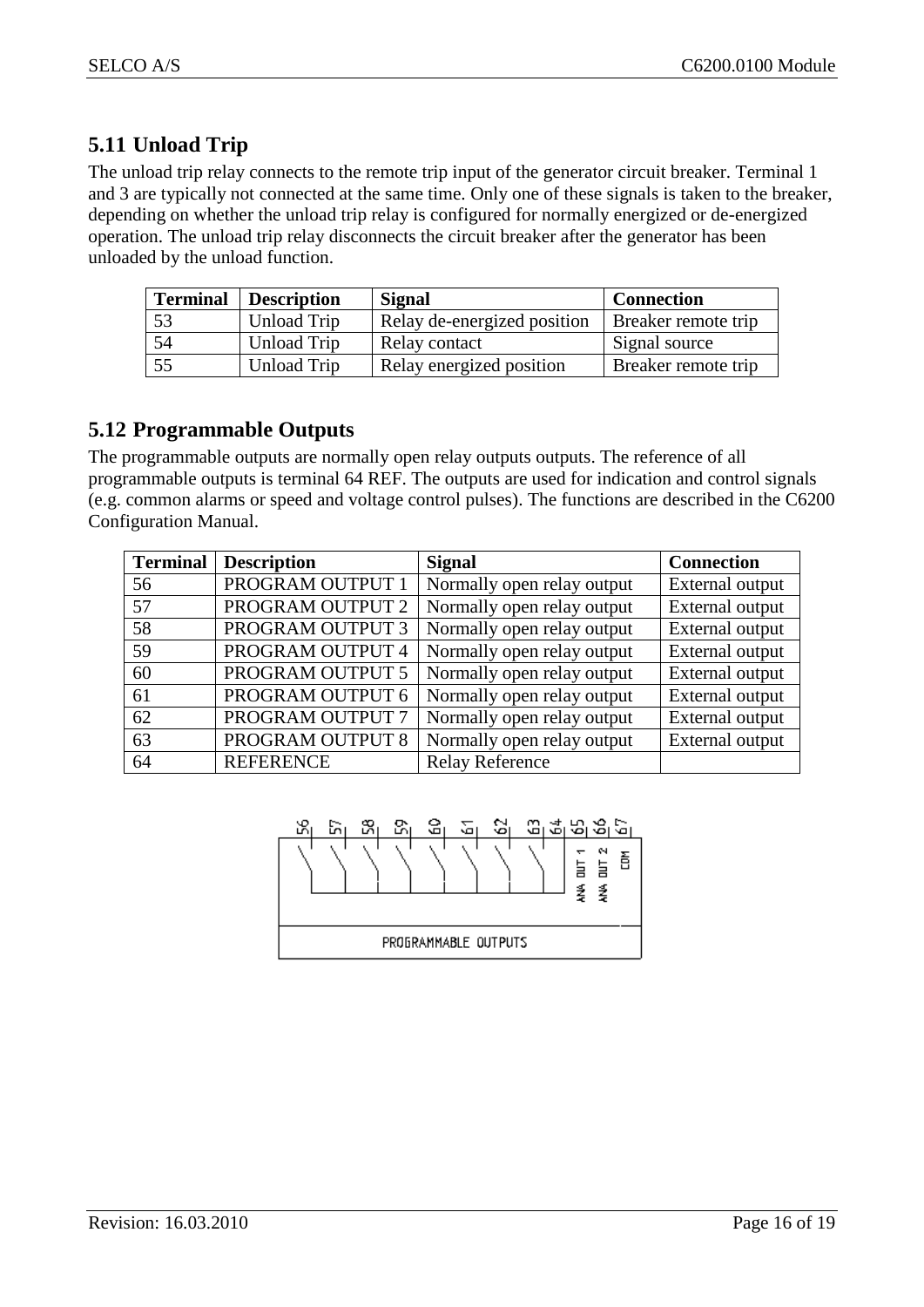## 5.11 Unload Trip

The unload trip relay connects to the remote trip input of the generator circuit breaker. Terminal 1 and 3 are typically not connected at the same time. Only one of these signals is taken to the breaker, depending on whether the unload trip relay is configured for normally energized or de-energized operation. The unload trip relay disconnects the circuit breaker after the generator has been unloaded by the unload function.

| Terminal | Description | Signal | Connection |
|---|---|---|---|
| 53 | Unload Trip | Relay de-energized position | Breaker remote trip |
| 54 | Unload Trip | Relay contact | Signal source |
| 55 | Unload Trip | Relay energized position | Breaker remote trip |

## 5.12 Programmable Outputs

The programmable outputs are normally open relay outputs outputs. The reference of all programmable outputs is terminal 64 REF. The outputs are used for indication and control signals (e.g. common alarms or speed and voltage control pulses). The functions are described in the C6200 Configuration Manual.

| Terminal | Description | Signal | Connection |
|---|---|---|---|
| 56 | PROGRAM OUTPUT 1 | Normally open relay output | External output |
| 57 | PROGRAM OUTPUT 2 | Normally open relay output | External output |
| 58 | PROGRAM OUTPUT 3 | Normally open relay output | External output |
| 59 | PROGRAM OUTPUT 4 | Normally open relay output | External output |
| 60 | PROGRAM OUTPUT 5 | Normally open relay output | External output |
| 61 | PROGRAM OUTPUT 6 | Normally open relay output | External output |
| 62 | PROGRAM OUTPUT 7 | Normally open relay output | External output |
| 63 | PROGRAM OUTPUT 8 | Normally open relay output | External output |
| 64 | REFERENCE | Relay Reference | |

56 57 58 59 60 61 62 63 64 65 66 67

ANA OUT 1 ANA OUT 2 COM

PROGRAMMABLE OUTPUTS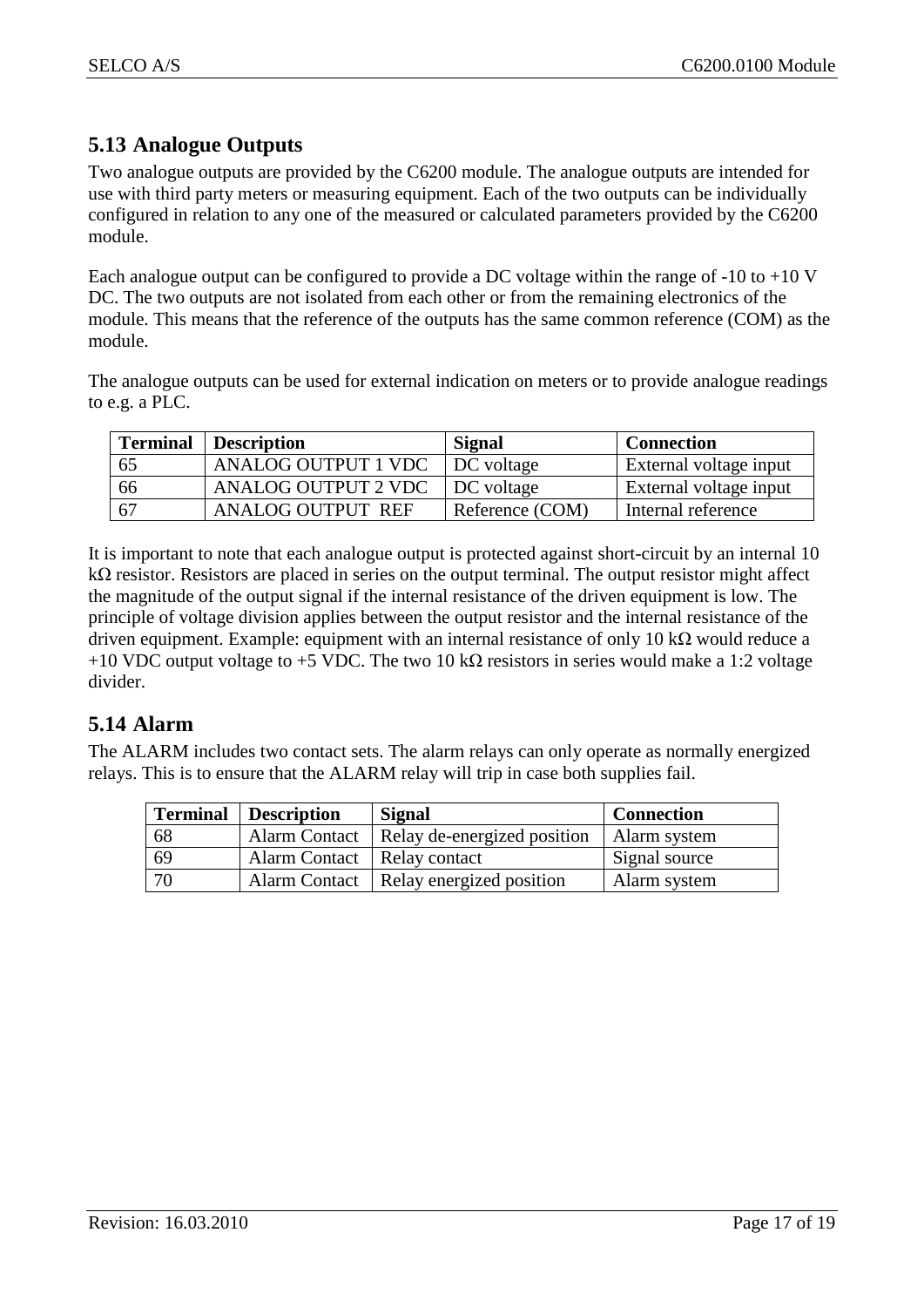## 5.13 Analogue Outputs

Two analogue outputs are provided by the C6200 module. The analogue outputs are intended for use with third party meters or measuring equipment. Each of the two outputs can be individually configured in relation to any one of the measured or calculated parameters provided by the C6200 module.

Each analogue output can be configured to provide a DC voltage within the range of -10 to +10 V DC. The two outputs are not isolated from each other or from the remaining electronics of the module. This means that the reference of the outputs has the same common reference (COM) as the module.

The analogue outputs can be used for external indication on meters or to provide analogue readings to e.g. a PLC.

| Terminal | Description | Signal | Connection |
|---|---|---|---|
| 65 | ANALOG OUTPUT 1 VDC | DC voltage | External voltage input |
| 66 | ANALOG OUTPUT 2 VDC | DC voltage | External voltage input |
| 67 | ANALOG OUTPUT REF | Reference (COM) | Internal reference |

It is important to note that each analogue output is protected against short-circuit by an internal 10 kΩ resistor. Resistors are placed in series on the output terminal. The output resistor might affect the magnitude of the output signal if the internal resistance of the driven equipment is low. The principle of voltage division applies between the output resistor and the internal resistance of the driven equipment. Example: equipment with an internal resistance of only 10 kΩ would reduce a +10 VDC output voltage to +5 VDC. The two 10 kΩ resistors in series would make a 1:2 voltage divider.

## 5.14 Alarm

The ALARM includes two contact sets. The alarm relays can only operate as normally energized relays. This is to ensure that the ALARM relay will trip in case both supplies fail.

| Terminal | Description | Signal | Connection |
|---|---|---|---|
| 68 | Alarm Contact | Relay de-energized position | Alarm system |
| 69 | Alarm Contact | Relay contact | Signal source |
| 70 | Alarm Contact | Relay energized position | Alarm system |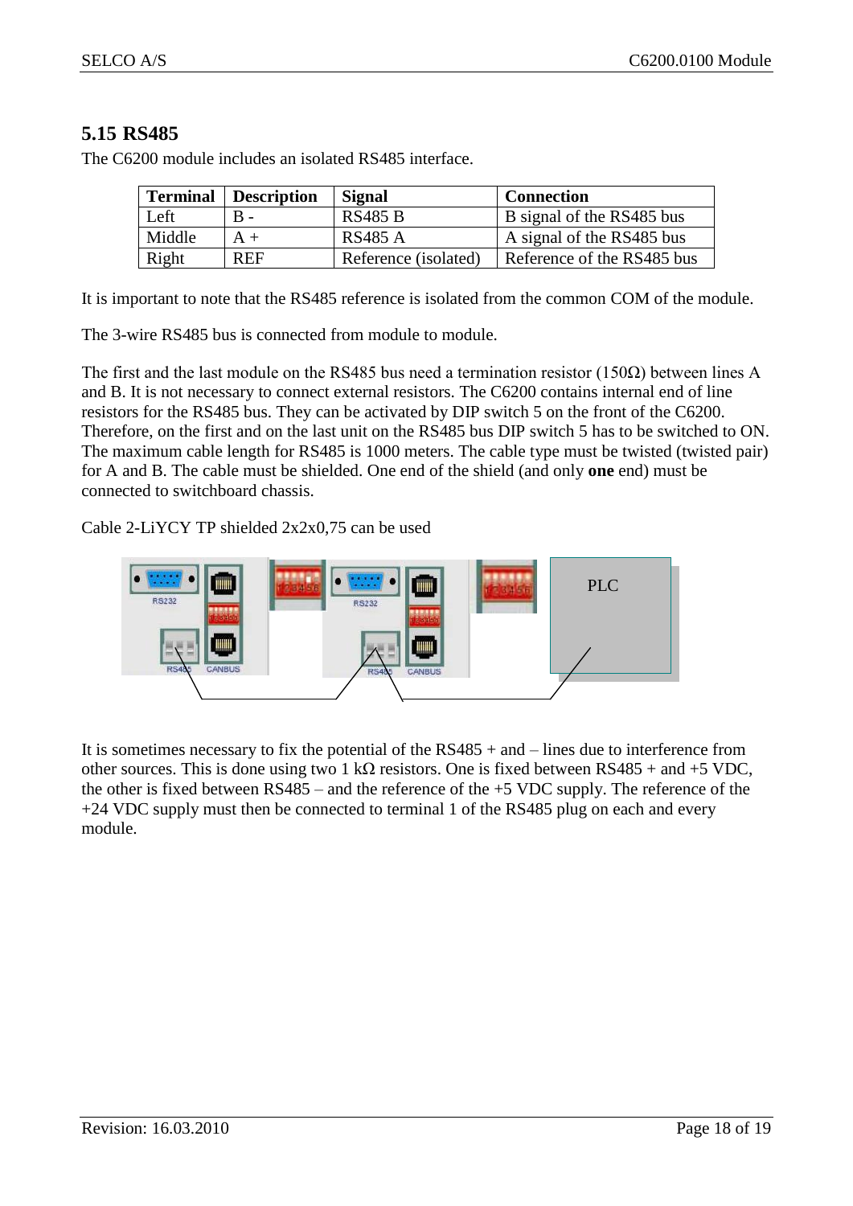## 5.15 RS485

The C6200 module includes an isolated RS485 interface.

| Terminal | Description | Signal | Connection |
| --- | --- | --- | --- |
| Left | B - | RS485 B | B signal of the RS485 bus |
| Middle | A + | RS485 A | A signal of the RS485 bus |
| Right | REF | Reference (isolated) | Reference of the RS485 bus |

It is important to note that the RS485 reference is isolated from the common COM of the module.

The 3-wire RS485 bus is connected from module to module.

The first and the last module on the RS485 bus need a termination resistor (150Ω) between lines A and B. It is not necessary to connect external resistors. The C6200 contains internal end of line resistors for the RS485 bus. They can be activated by DIP switch 5 on the front of the C6200. Therefore, on the first and on the last unit on the RS485 bus DIP switch 5 has to be switched to ON. The maximum cable length for RS485 is 1000 meters. The cable type must be twisted (twisted pair) for A and B. The cable must be shielded. One end of the shield (and only **one** end) must be connected to switchboard chassis.

Cable 2-LiYCY TP shielded 2x2x0,75 can be used

It is sometimes necessary to fix the potential of the RS485 + and – lines due to interference from other sources. This is done using two 1 kΩ resistors. One is fixed between RS485 + and +5 VDC, the other is fixed between RS485 – and the reference of the +5 VDC supply. The reference of the +24 VDC supply must then be connected to terminal 1 of the RS485 plug on each and every module.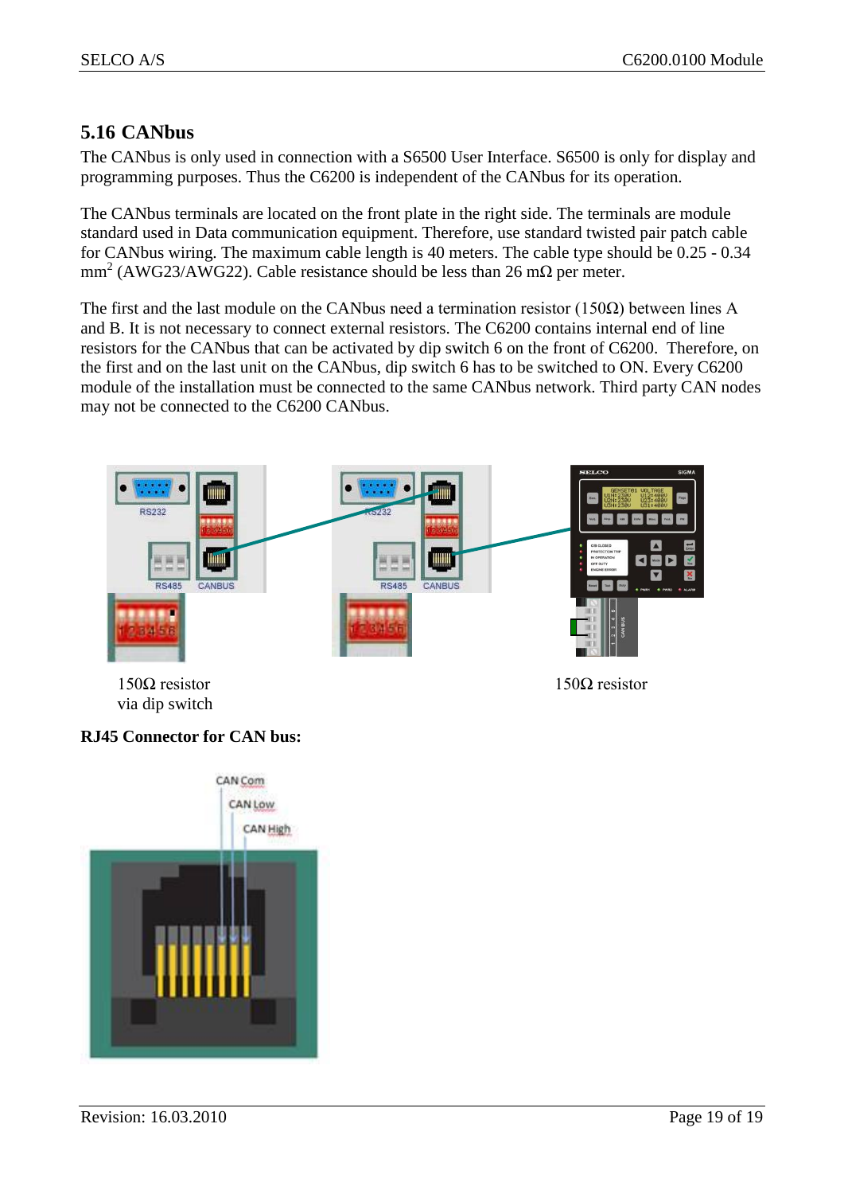## 5.16 CANbus

The CANbus is only used in connection with a S6500 User Interface. S6500 is only for display and programming purposes. Thus the C6200 is independent of the CANbus for its operation.

The CANbus terminals are located on the front plate in the right side. The terminals are module standard used in Data communication equipment. Therefore, use standard twisted pair patch cable for CANbus wiring. The maximum cable length is 40 meters. The cable type should be 0.25 - 0.34 $mm^2$ (AWG23/AWG22). Cable resistance should be less than 26 mΩ per meter.

The first and the last module on the CANbus need a termination resistor (150Ω) between lines A and B. It is not necessary to connect external resistors. The C6200 contains internal end of line resistors for the CANbus that can be activated by dip switch 6 on the front of C6200. Therefore, on the first and on the last unit on the CANbus, dip switch 6 has to be switched to ON. Every C6200 module of the installation must be connected to the same CANbus network. Third party CAN nodes may not be connected to the C6200 CANbus.

RS232
RS485
CANBUS

150Ω resistor
via dip switch

150Ω resistor

**RJ45 Connector for CAN bus:**

CAN Com
CAN Low
CAN High